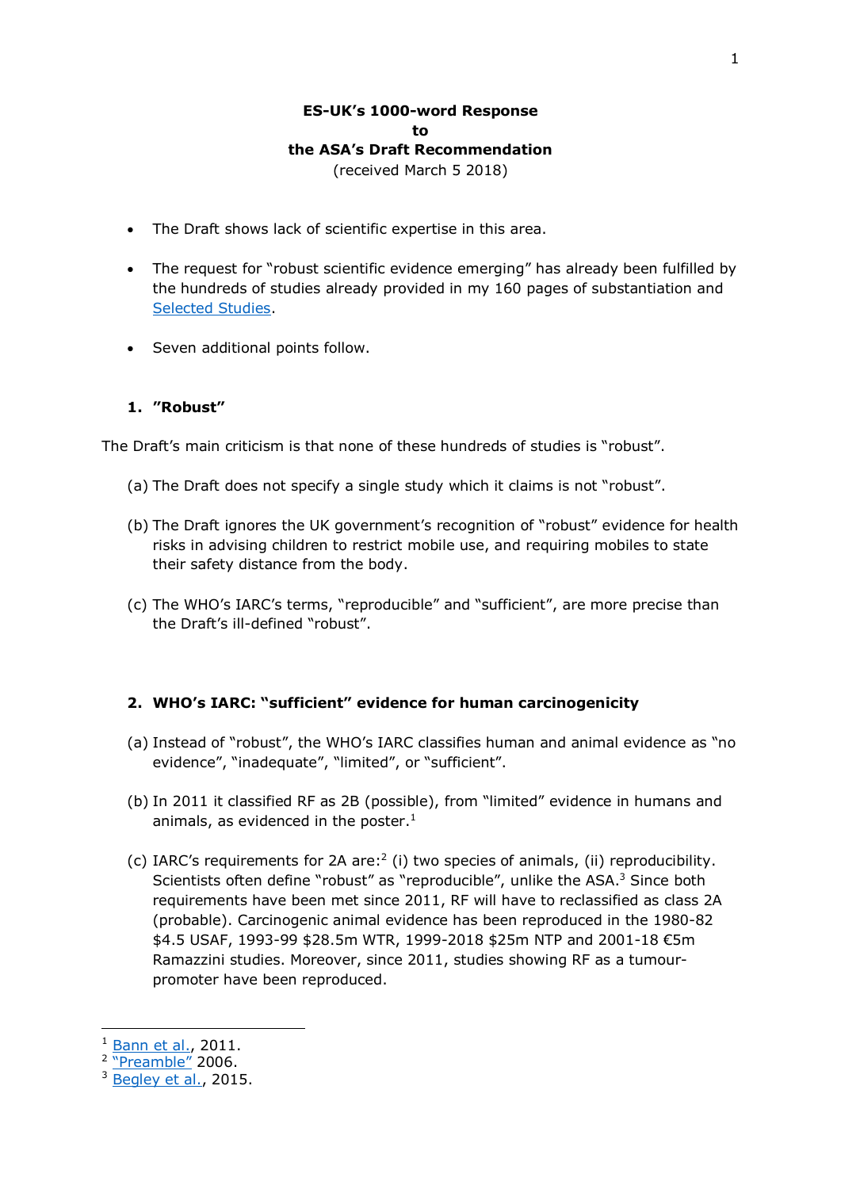**ES-UK's 1000-word Response**
**to**
**the ASA's Draft Recommendation**
(received March 5 2018)

- The Draft shows lack of scientific expertise in this area.
- The request for "robust scientific evidence emerging" has already been fulfilled by the hundreds of studies already provided in my 160 pages of substantiation and Selected Studies.
- Seven additional points follow.

### 1. "Robust"

The Draft's main criticism is that none of these hundreds of studies is "robust".

(a) The Draft does not specify a single study which it claims is not "robust".

(b) The Draft ignores the UK government's recognition of "robust" evidence for health risks in advising children to restrict mobile use, and requiring mobiles to state their safety distance from the body.

(c) The WHO's IARC's terms, "reproducible" and "sufficient", are more precise than the Draft's ill-defined "robust".

### 2. WHO's IARC: "sufficient" evidence for human carcinogenicity

(a) Instead of "robust", the WHO's IARC classifies human and animal evidence as "no evidence", "inadequate", "limited", or "sufficient".

(b) In 2011 it classified RF as 2B (possible), from "limited" evidence in humans and animals, as evidenced in the poster.[1]

(c) IARC's requirements for 2A are:[2] (i) two species of animals, (ii) reproducibility. Scientists often define "robust" as "reproducible", unlike the ASA.[3] Since both requirements have been met since 2011, RF will have to reclassified as class 2A (probable). Carcinogenic animal evidence has been reproduced in the 1980-82 $4.5 USAF, 1993-99 $28.5m WTR, 1999-2018 $25m NTP and 2001-18 €5m Ramazzini studies. Moreover, since 2011, studies showing RF as a tumour-promoter have been reproduced.

---

[1] Bann et al., 2011.
[2] "Preamble" 2006.
[3] Begley et al., 2015.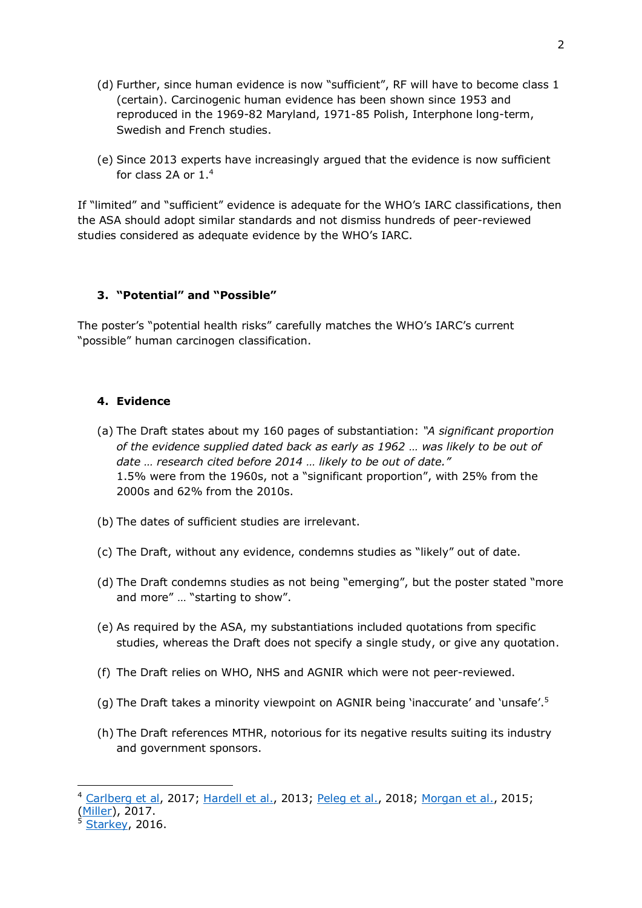(d) Further, since human evidence is now "sufficient", RF will have to become class 1 (certain). Carcinogenic human evidence has been shown since 1953 and reproduced in the 1969-82 Maryland, 1971-85 Polish, Interphone long-term, Swedish and French studies.

(e) Since 2013 experts have increasingly argued that the evidence is now sufficient for class 2A or 1.[4]

If "limited" and "sufficient" evidence is adequate for the WHO's IARC classifications, then the ASA should adopt similar standards and not dismiss hundreds of peer-reviewed studies considered as adequate evidence by the WHO's IARC.

### 3. "Potential" and "Possible"

The poster's "potential health risks" carefully matches the WHO's IARC's current "possible" human carcinogen classification.

### 4. Evidence

(a) The Draft states about my 160 pages of substantiation: *"A significant proportion of the evidence supplied dated back as early as 1962 … was likely to be out of date … research cited before 2014 … likely to be out of date."*
1.5% were from the 1960s, not a "significant proportion", with 25% from the 2000s and 62% from the 2010s.

(b) The dates of sufficient studies are irrelevant.

(c) The Draft, without any evidence, condemns studies as "likely" out of date.

(d) The Draft condemns studies as not being "emerging", but the poster stated "more and more" … "starting to show".

(e) As required by the ASA, my substantiations included quotations from specific studies, whereas the Draft does not specify a single study, or give any quotation.

(f) The Draft relies on WHO, NHS and AGNIR which were not peer-reviewed.

(g) The Draft takes a minority viewpoint on AGNIR being 'inaccurate' and 'unsafe'.[5]

(h) The Draft references MTHR, notorious for its negative results suiting its industry and government sponsors.

---

[4] Carlberg et al, 2017; Hardell et al., 2013; Peleg et al., 2018; Morgan et al., 2015; (Miller), 2017.

[5] Starkey, 2016.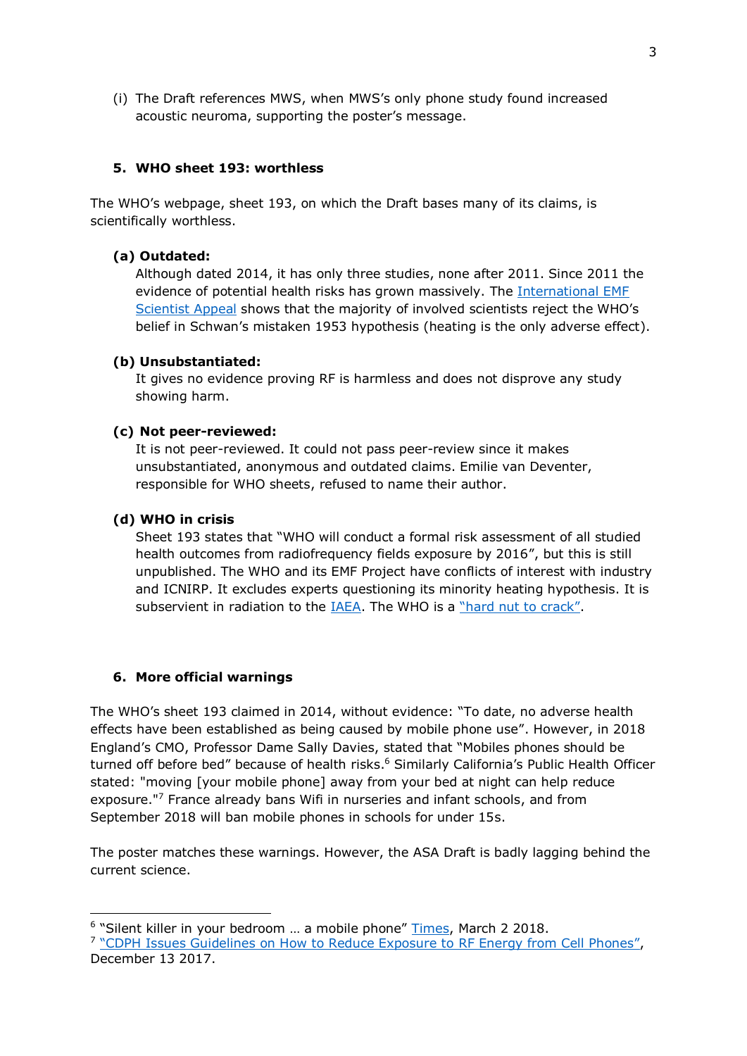(i) The Draft references MWS, when MWS's only phone study found increased acoustic neuroma, supporting the poster's message.

## 5. WHO sheet 193: worthless

The WHO's webpage, sheet 193, on which the Draft bases many of its claims, is scientifically worthless.

### (a) Outdated:

Although dated 2014, it has only three studies, none after 2011. Since 2011 the evidence of potential health risks has grown massively. The International EMF Scientist Appeal shows that the majority of involved scientists reject the WHO's belief in Schwan's mistaken 1953 hypothesis (heating is the only adverse effect).

### (b) Unsubstantiated:

It gives no evidence proving RF is harmless and does not disprove any study showing harm.

### (c) Not peer-reviewed:

It is not peer-reviewed. It could not pass peer-review since it makes unsubstantiated, anonymous and outdated claims. Emilie van Deventer, responsible for WHO sheets, refused to name their author.

### (d) WHO in crisis

Sheet 193 states that "WHO will conduct a formal risk assessment of all studied health outcomes from radiofrequency fields exposure by 2016", but this is still unpublished. The WHO and its EMF Project have conflicts of interest with industry and ICNIRP. It excludes experts questioning its minority heating hypothesis. It is subservient in radiation to the IAEA. The WHO is a "hard nut to crack".

## 6. More official warnings

The WHO's sheet 193 claimed in 2014, without evidence: "To date, no adverse health effects have been established as being caused by mobile phone use". However, in 2018 England's CMO, Professor Dame Sally Davies, stated that "Mobiles phones should be turned off before bed" because of health risks.[6] Similarly California's Public Health Officer stated: "moving [your mobile phone] away from your bed at night can help reduce exposure."[7] France already bans Wifi in nurseries and infant schools, and from September 2018 will ban mobile phones in schools for under 15s.

The poster matches these warnings. However, the ASA Draft is badly lagging behind the current science.

---

[6] "Silent killer in your bedroom … a mobile phone" Times, March 2 2018.

[7] "CDPH Issues Guidelines on How to Reduce Exposure to RF Energy from Cell Phones", December 13 2017.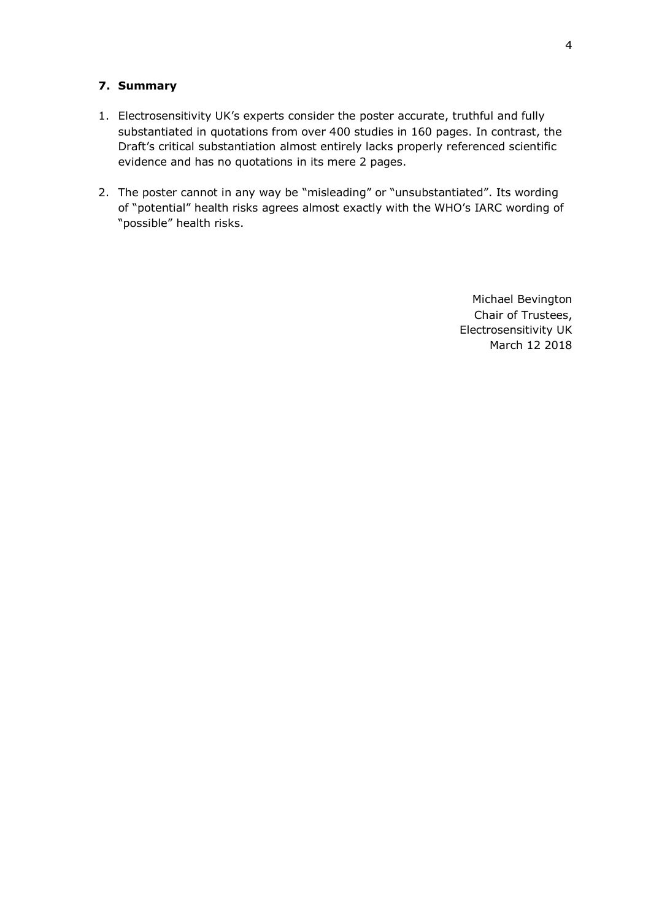## 7. Summary

1. Electrosensitivity UK's experts consider the poster accurate, truthful and fully substantiated in quotations from over 400 studies in 160 pages. In contrast, the Draft's critical substantiation almost entirely lacks properly referenced scientific evidence and has no quotations in its mere 2 pages.

2. The poster cannot in any way be "misleading" or "unsubstantiated". Its wording of "potential" health risks agrees almost exactly with the WHO's IARC wording of "possible" health risks.

Michael Bevington
Chair of Trustees,
Electrosensitivity UK
March 12 2018